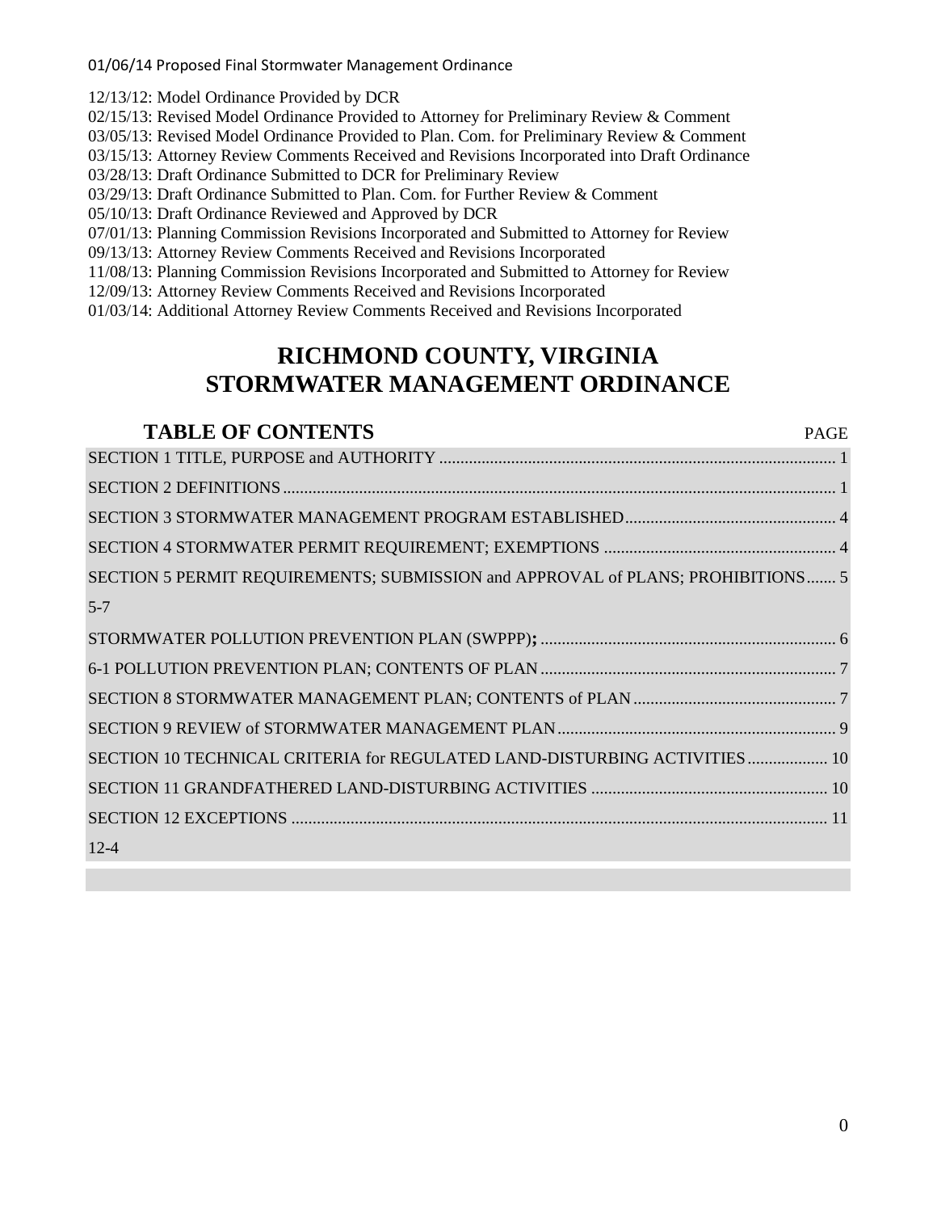12/13/12: Model Ordinance Provided by DCR
02/15/13: Revised Model Ordinance Provided to Attorney for Preliminary Review & Comment
03/05/13: Revised Model Ordinance Provided to Plan. Com. for Preliminary Review & Comment
03/15/13: Attorney Review Comments Received and Revisions Incorporated into Draft Ordinance
03/28/13: Draft Ordinance Submitted to DCR for Preliminary Review
03/29/13: Draft Ordinance Submitted to Plan. Com. for Further Review & Comment
05/10/13: Draft Ordinance Reviewed and Approved by DCR
07/01/13: Planning Commission Revisions Incorporated and Submitted to Attorney for Review
09/13/13: Attorney Review Comments Received and Revisions Incorporated
11/08/13: Planning Commission Revisions Incorporated and Submitted to Attorney for Review
12/09/13: Attorney Review Comments Received and Revisions Incorporated
01/03/14: Additional Attorney Review Comments Received and Revisions Incorporated

# RICHMOND COUNTY, VIRGINIA
# STORMWATER MANAGEMENT ORDINANCE

## TABLE OF CONTENTS

| | PAGE |
|---|---|
| SECTION 1 TITLE, PURPOSE and AUTHORITY | 1 |
| SECTION 2 DEFINITIONS | 1 |
| SECTION 3 STORMWATER MANAGEMENT PROGRAM ESTABLISHED | 4 |
| SECTION 4 STORMWATER PERMIT REQUIREMENT; EXEMPTIONS | 4 |
| SECTION 5 PERMIT REQUIREMENTS; SUBMISSION and APPROVAL of PLANS; PROHIBITIONS | 5 |
| 5-7 | |
| STORMWATER POLLUTION PREVENTION PLAN (SWPPP)**;** | 6 |
| 6-1 POLLUTION PREVENTION PLAN; CONTENTS OF PLAN | 7 |
| SECTION 8 STORMWATER MANAGEMENT PLAN; CONTENTS of PLAN | 7 |
| SECTION 9 REVIEW of STORMWATER MANAGEMENT PLAN | 9 |
| SECTION 10 TECHNICAL CRITERIA for REGULATED LAND-DISTURBING ACTIVITIES | 10 |
| SECTION 11 GRANDFATHERED LAND-DISTURBING ACTIVITIES | 10 |
| SECTION 12 EXCEPTIONS | 11 |
| 12-4 | |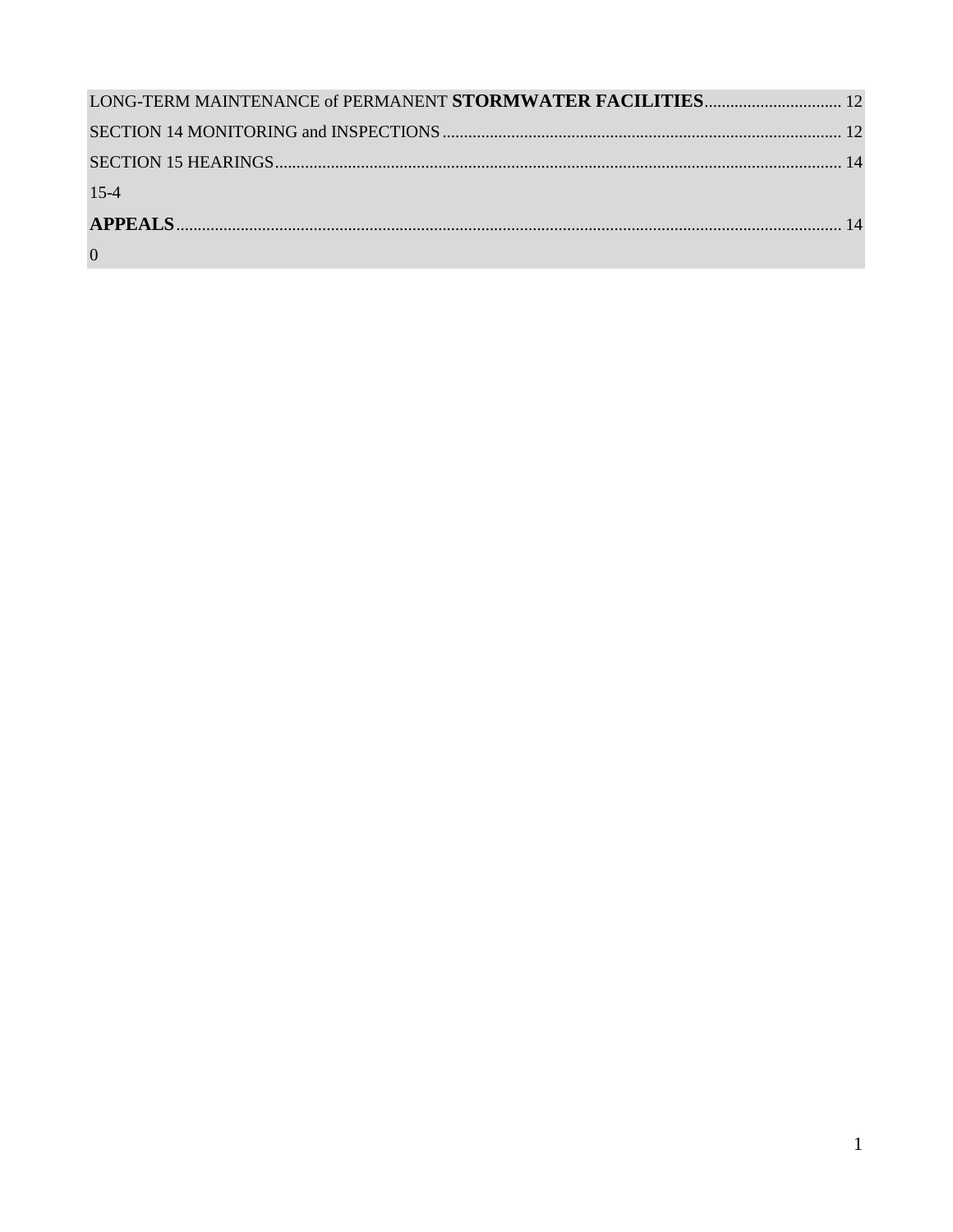LONG-TERM MAINTENANCE of PERMANENT **STORMWATER FACILITIES**................................ 12

SECTION 14 MONITORING and INSPECTIONS ............................................................................................ 12

SECTION 15 HEARINGS.................................................................................................................................... 14

15-4

**APPEALS**........................................................................................................................................................... 14

0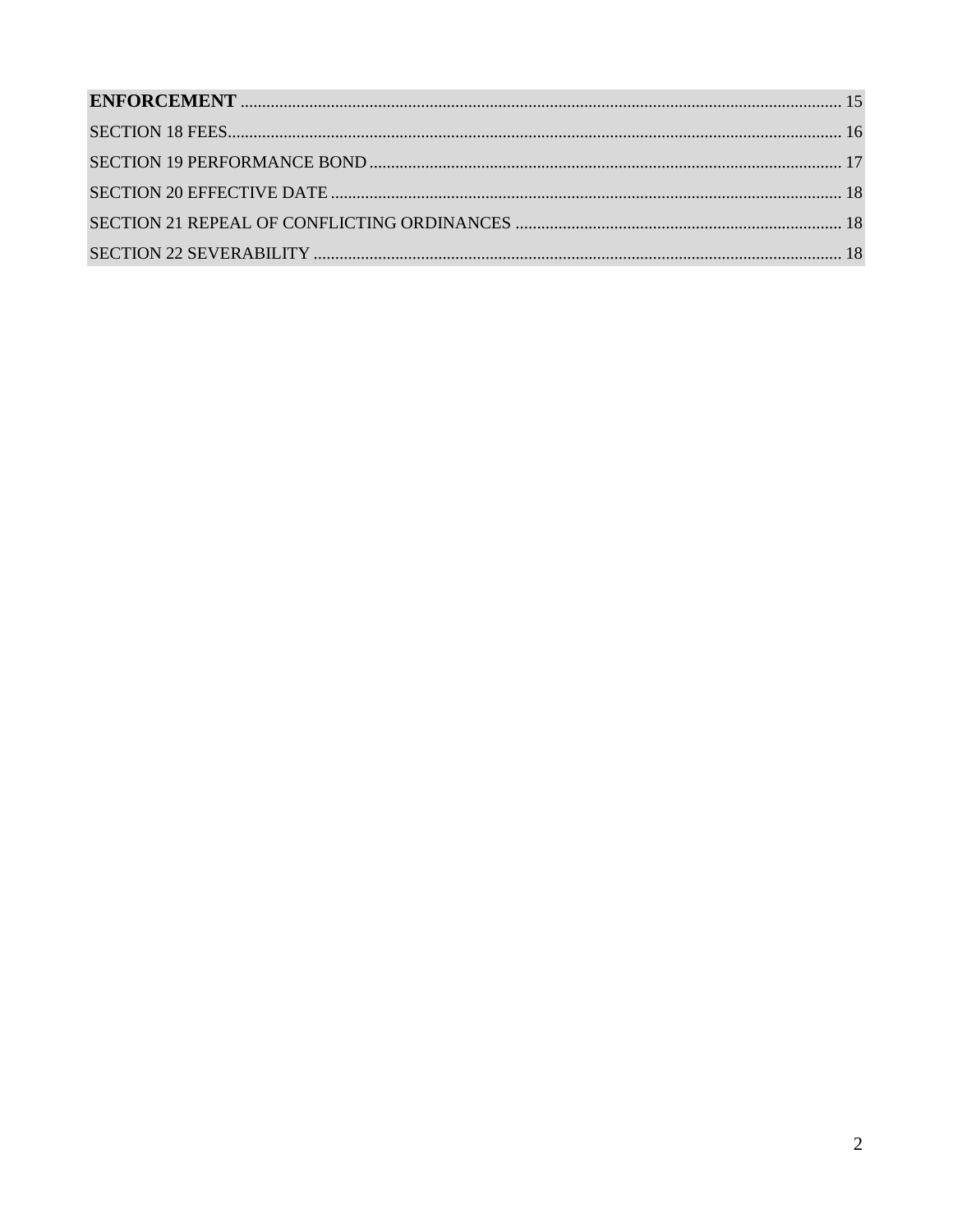**ENFORCEMENT** ............................................................................................................................................ 15

SECTION 18 FEES................................................................................................................................... 16

SECTION 19 PERFORMANCE BOND .................................................................................................. 17

SECTION 20 EFFECTIVE DATE ........................................................................................................... 18

SECTION 21 REPEAL OF CONFLICTING ORDINANCES ................................................................ 18

SECTION 22 SEVERABILITY ............................................................................................................... 18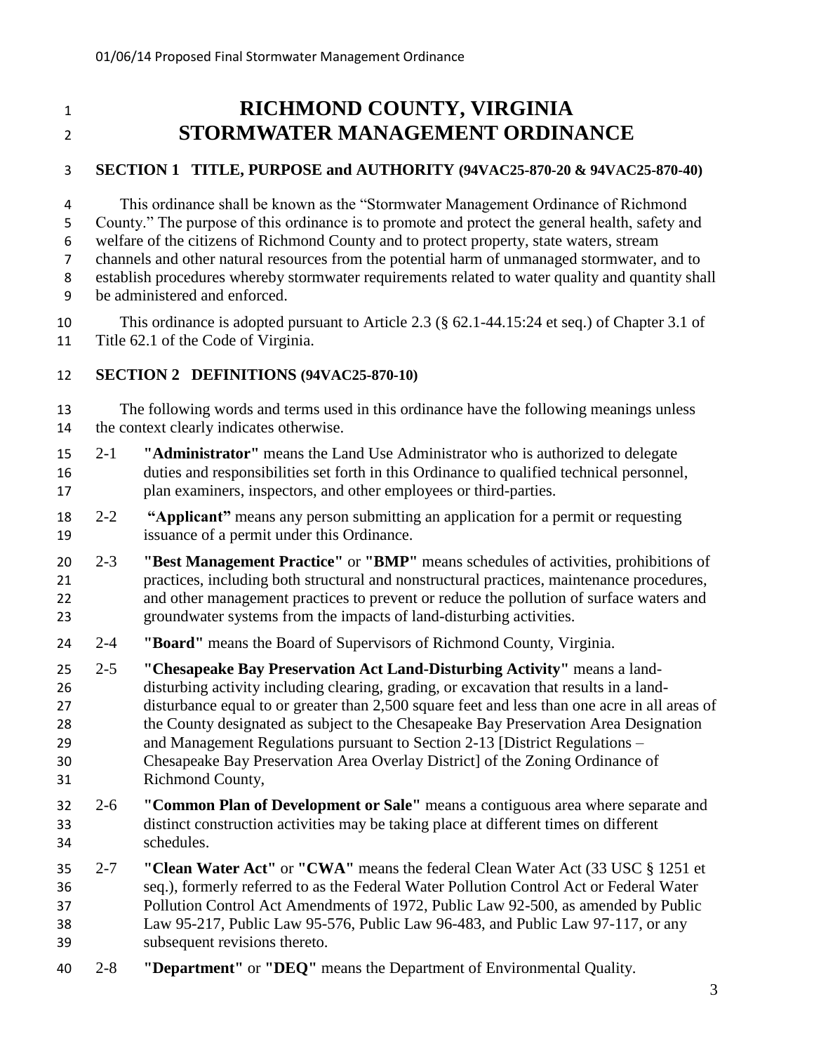# RICHMOND COUNTY, VIRGINIA
# STORMWATER MANAGEMENT ORDINANCE

## SECTION 1 TITLE, PURPOSE and AUTHORITY (94VAC25-870-20 & 94VAC25-870-40)

This ordinance shall be known as the "Stormwater Management Ordinance of Richmond County." The purpose of this ordinance is to promote and protect the general health, safety and welfare of the citizens of Richmond County and to protect property, state waters, stream channels and other natural resources from the potential harm of unmanaged stormwater, and to establish procedures whereby stormwater requirements related to water quality and quantity shall be administered and enforced.

This ordinance is adopted pursuant to Article 2.3 (§ 62.1-44.15:24 et seq.) of Chapter 3.1 of Title 62.1 of the Code of Virginia.

## SECTION 2 DEFINITIONS (94VAC25-870-10)

The following words and terms used in this ordinance have the following meanings unless the context clearly indicates otherwise.

2-1 **"Administrator"** means the Land Use Administrator who is authorized to delegate duties and responsibilities set forth in this Ordinance to qualified technical personnel, plan examiners, inspectors, and other employees or third-parties.

2-2 **"Applicant"** means any person submitting an application for a permit or requesting issuance of a permit under this Ordinance.

2-3 **"Best Management Practice"** or **"BMP"** means schedules of activities, prohibitions of practices, including both structural and nonstructural practices, maintenance procedures, and other management practices to prevent or reduce the pollution of surface waters and groundwater systems from the impacts of land-disturbing activities.

2-4 **"Board"** means the Board of Supervisors of Richmond County, Virginia.

2-5 **"Chesapeake Bay Preservation Act Land-Disturbing Activity"** means a land-disturbing activity including clearing, grading, or excavation that results in a land-disturbance equal to or greater than 2,500 square feet and less than one acre in all areas of the County designated as subject to the Chesapeake Bay Preservation Area Designation and Management Regulations pursuant to Section 2-13 [District Regulations – Chesapeake Bay Preservation Area Overlay District] of the Zoning Ordinance of Richmond County,

2-6 **"Common Plan of Development or Sale"** means a contiguous area where separate and distinct construction activities may be taking place at different times on different schedules.

2-7 **"Clean Water Act"** or **"CWA"** means the federal Clean Water Act (33 USC § 1251 et seq.), formerly referred to as the Federal Water Pollution Control Act or Federal Water Pollution Control Act Amendments of 1972, Public Law 92-500, as amended by Public Law 95-217, Public Law 95-576, Public Law 96-483, and Public Law 97-117, or any subsequent revisions thereto.

2-8 **"Department"** or **"DEQ"** means the Department of Environmental Quality.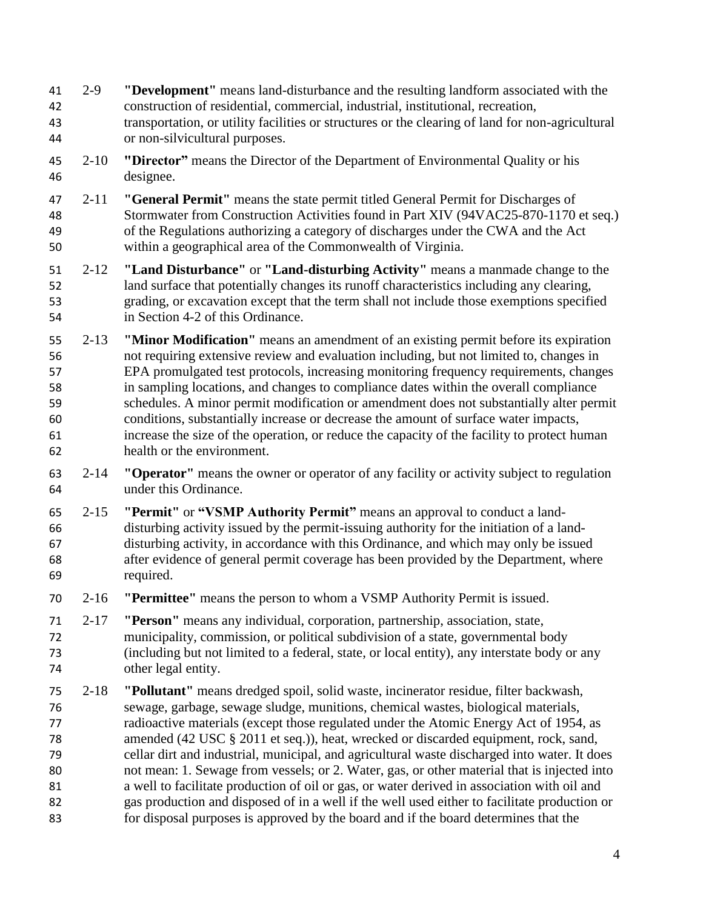2-9 **"Development"** means land-disturbance and the resulting landform associated with the construction of residential, commercial, industrial, institutional, recreation, transportation, or utility facilities or structures or the clearing of land for non-agricultural or non-silvicultural purposes.

2-10 **"Director"** means the Director of the Department of Environmental Quality or his designee.

2-11 **"General Permit"** means the state permit titled General Permit for Discharges of Stormwater from Construction Activities found in Part XIV (94VAC25-870-1170 et seq.) of the Regulations authorizing a category of discharges under the CWA and the Act within a geographical area of the Commonwealth of Virginia.

2-12 **"Land Disturbance"** or **"Land-disturbing Activity"** means a manmade change to the land surface that potentially changes its runoff characteristics including any clearing, grading, or excavation except that the term shall not include those exemptions specified in Section 4-2 of this Ordinance.

2-13 **"Minor Modification"** means an amendment of an existing permit before its expiration not requiring extensive review and evaluation including, but not limited to, changes in EPA promulgated test protocols, increasing monitoring frequency requirements, changes in sampling locations, and changes to compliance dates within the overall compliance schedules. A minor permit modification or amendment does not substantially alter permit conditions, substantially increase or decrease the amount of surface water impacts, increase the size of the operation, or reduce the capacity of the facility to protect human health or the environment.

2-14 **"Operator"** means the owner or operator of any facility or activity subject to regulation under this Ordinance.

2-15 **"Permit"** or **"VSMP Authority Permit"** means an approval to conduct a land-disturbing activity issued by the permit-issuing authority for the initiation of a land-disturbing activity, in accordance with this Ordinance, and which may only be issued after evidence of general permit coverage has been provided by the Department, where required.

2-16 **"Permittee"** means the person to whom a VSMP Authority Permit is issued.

2-17 **"Person"** means any individual, corporation, partnership, association, state, municipality, commission, or political subdivision of a state, governmental body (including but not limited to a federal, state, or local entity), any interstate body or any other legal entity.

2-18 **"Pollutant"** means dredged spoil, solid waste, incinerator residue, filter backwash, sewage, garbage, sewage sludge, munitions, chemical wastes, biological materials, radioactive materials (except those regulated under the Atomic Energy Act of 1954, as amended (42 USC § 2011 et seq.)), heat, wrecked or discarded equipment, rock, sand, cellar dirt and industrial, municipal, and agricultural waste discharged into water. It does not mean: 1. Sewage from vessels; or 2. Water, gas, or other material that is injected into a well to facilitate production of oil or gas, or water derived in association with oil and gas production and disposed of in a well if the well used either to facilitate production or for disposal purposes is approved by the board and if the board determines that the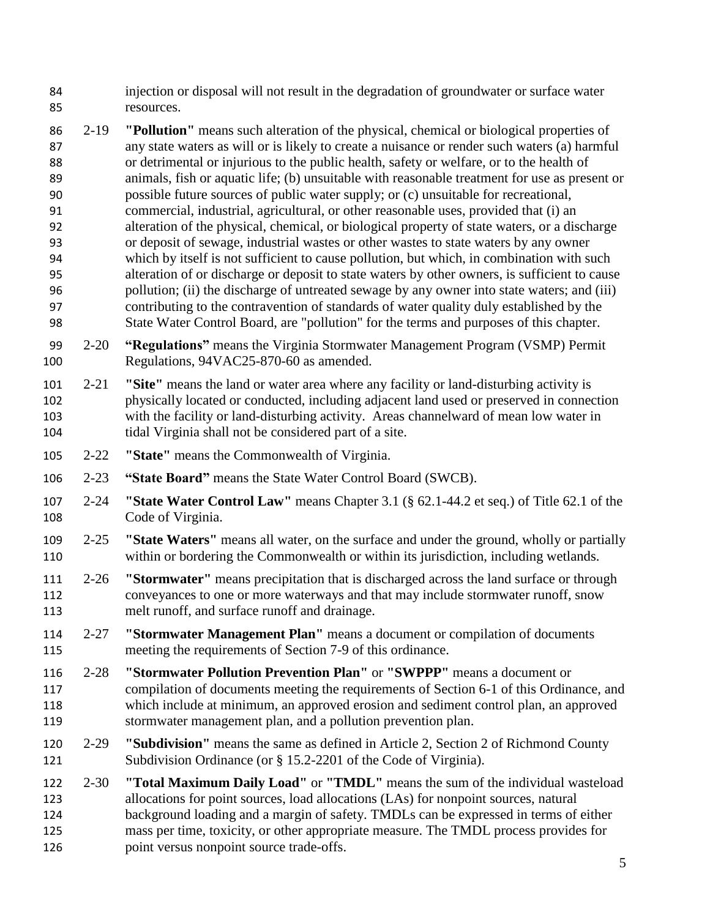injection or disposal will not result in the degradation of groundwater or surface water resources.

2-19 **"Pollution"** means such alteration of the physical, chemical or biological properties of any state waters as will or is likely to create a nuisance or render such waters (a) harmful or detrimental or injurious to the public health, safety or welfare, or to the health of animals, fish or aquatic life; (b) unsuitable with reasonable treatment for use as present or possible future sources of public water supply; or (c) unsuitable for recreational, commercial, industrial, agricultural, or other reasonable uses, provided that (i) an alteration of the physical, chemical, or biological property of state waters, or a discharge or deposit of sewage, industrial wastes or other wastes to state waters by any owner which by itself is not sufficient to cause pollution, but which, in combination with such alteration of or discharge or deposit to state waters by other owners, is sufficient to cause pollution; (ii) the discharge of untreated sewage by any owner into state waters; and (iii) contributing to the contravention of standards of water quality duly established by the State Water Control Board, are "pollution" for the terms and purposes of this chapter.

2-20 **"Regulations"** means the Virginia Stormwater Management Program (VSMP) Permit Regulations, 94VAC25-870-60 as amended.

2-21 **"Site"** means the land or water area where any facility or land-disturbing activity is physically located or conducted, including adjacent land used or preserved in connection with the facility or land-disturbing activity. Areas channelward of mean low water in tidal Virginia shall not be considered part of a site.

2-22 **"State"** means the Commonwealth of Virginia.

2-23 **"State Board"** means the State Water Control Board (SWCB).

2-24 **"State Water Control Law"** means Chapter 3.1 (§ 62.1-44.2 et seq.) of Title 62.1 of the Code of Virginia.

2-25 **"State Waters"** means all water, on the surface and under the ground, wholly or partially within or bordering the Commonwealth or within its jurisdiction, including wetlands.

2-26 **"Stormwater"** means precipitation that is discharged across the land surface or through conveyances to one or more waterways and that may include stormwater runoff, snow melt runoff, and surface runoff and drainage.

2-27 **"Stormwater Management Plan"** means a document or compilation of documents meeting the requirements of Section 7-9 of this ordinance.

2-28 **"Stormwater Pollution Prevention Plan"** or **"SWPPP"** means a document or compilation of documents meeting the requirements of Section 6-1 of this Ordinance, and which include at minimum, an approved erosion and sediment control plan, an approved stormwater management plan, and a pollution prevention plan.

2-29 **"Subdivision"** means the same as defined in Article 2, Section 2 of Richmond County Subdivision Ordinance (or § 15.2-2201 of the Code of Virginia).

2-30 **"Total Maximum Daily Load"** or **"TMDL"** means the sum of the individual wasteload allocations for point sources, load allocations (LAs) for nonpoint sources, natural background loading and a margin of safety. TMDLs can be expressed in terms of either mass per time, toxicity, or other appropriate measure. The TMDL process provides for point versus nonpoint source trade-offs.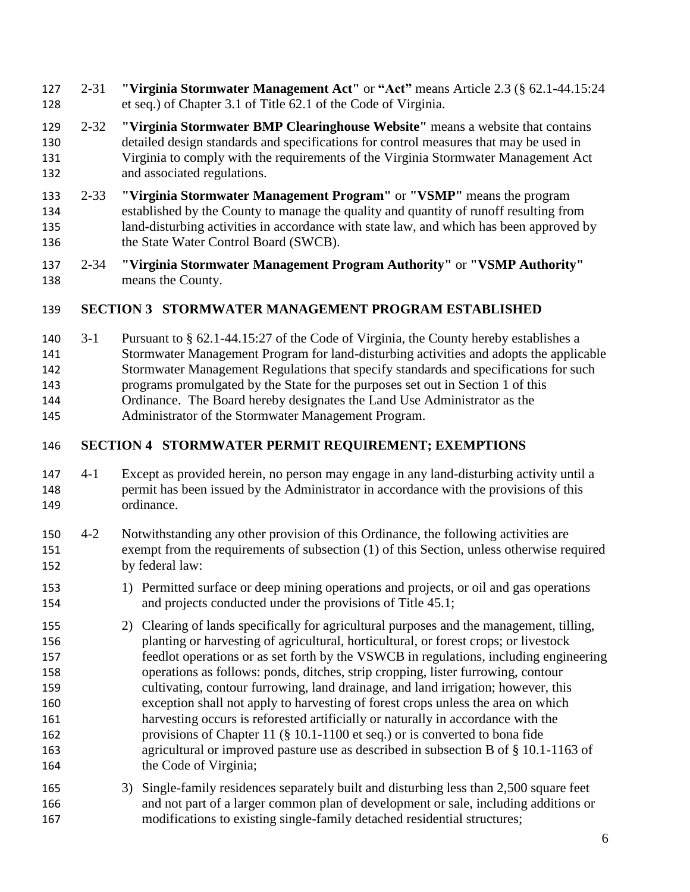2-31 **"Virginia Stormwater Management Act"** or **"Act"** means Article 2.3 (§ 62.1-44.15:24 et seq.) of Chapter 3.1 of Title 62.1 of the Code of Virginia.

2-32 **"Virginia Stormwater BMP Clearinghouse Website"** means a website that contains detailed design standards and specifications for control measures that may be used in Virginia to comply with the requirements of the Virginia Stormwater Management Act and associated regulations.

2-33 **"Virginia Stormwater Management Program"** or **"VSMP"** means the program established by the County to manage the quality and quantity of runoff resulting from land-disturbing activities in accordance with state law, and which has been approved by the State Water Control Board (SWCB).

2-34 **"Virginia Stormwater Management Program Authority"** or **"VSMP Authority"** means the County.

## SECTION 3 STORMWATER MANAGEMENT PROGRAM ESTABLISHED

3-1 Pursuant to § 62.1-44.15:27 of the Code of Virginia, the County hereby establishes a Stormwater Management Program for land-disturbing activities and adopts the applicable Stormwater Management Regulations that specify standards and specifications for such programs promulgated by the State for the purposes set out in Section 1 of this Ordinance. The Board hereby designates the Land Use Administrator as the Administrator of the Stormwater Management Program.

## SECTION 4 STORMWATER PERMIT REQUIREMENT; EXEMPTIONS

4-1 Except as provided herein, no person may engage in any land-disturbing activity until a permit has been issued by the Administrator in accordance with the provisions of this ordinance.

4-2 Notwithstanding any other provision of this Ordinance, the following activities are exempt from the requirements of subsection (1) of this Section, unless otherwise required by federal law:

1) Permitted surface or deep mining operations and projects, or oil and gas operations and projects conducted under the provisions of Title 45.1;

2) Clearing of lands specifically for agricultural purposes and the management, tilling, planting or harvesting of agricultural, horticultural, or forest crops; or livestock feedlot operations or as set forth by the VSWCB in regulations, including engineering operations as follows: ponds, ditches, strip cropping, lister furrowing, contour cultivating, contour furrowing, land drainage, and land irrigation; however, this exception shall not apply to harvesting of forest crops unless the area on which harvesting occurs is reforested artificially or naturally in accordance with the provisions of Chapter 11 (§ 10.1-1100 et seq.) or is converted to bona fide agricultural or improved pasture use as described in subsection B of § 10.1-1163 of the Code of Virginia;

3) Single-family residences separately built and disturbing less than 2,500 square feet and not part of a larger common plan of development or sale, including additions or modifications to existing single-family detached residential structures;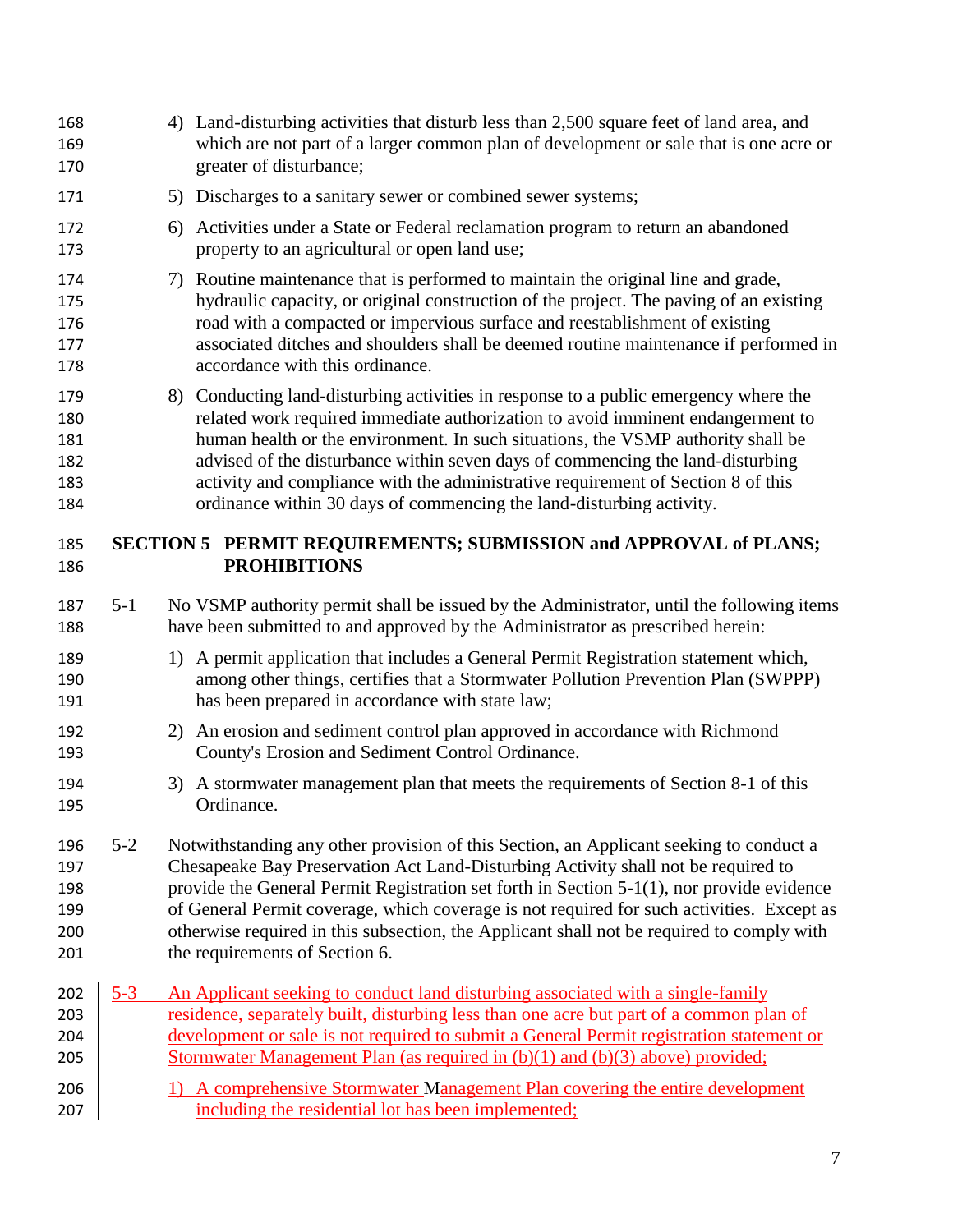4) Land-disturbing activities that disturb less than 2,500 square feet of land area, and which are not part of a larger common plan of development or sale that is one acre or greater of disturbance;

5) Discharges to a sanitary sewer or combined sewer systems;

6) Activities under a State or Federal reclamation program to return an abandoned property to an agricultural or open land use;

7) Routine maintenance that is performed to maintain the original line and grade, hydraulic capacity, or original construction of the project. The paving of an existing road with a compacted or impervious surface and reestablishment of existing associated ditches and shoulders shall be deemed routine maintenance if performed in accordance with this ordinance.

8) Conducting land-disturbing activities in response to a public emergency where the related work required immediate authorization to avoid imminent endangerment to human health or the environment. In such situations, the VSMP authority shall be advised of the disturbance within seven days of commencing the land-disturbing activity and compliance with the administrative requirement of Section 8 of this ordinance within 30 days of commencing the land-disturbing activity.

## SECTION 5 PERMIT REQUIREMENTS; SUBMISSION and APPROVAL of PLANS; PROHIBITIONS

5-1 No VSMP authority permit shall be issued by the Administrator, until the following items have been submitted to and approved by the Administrator as prescribed herein:

1) A permit application that includes a General Permit Registration statement which, among other things, certifies that a Stormwater Pollution Prevention Plan (SWPPP) has been prepared in accordance with state law;

2) An erosion and sediment control plan approved in accordance with Richmond County's Erosion and Sediment Control Ordinance.

3) A stormwater management plan that meets the requirements of Section 8-1 of this Ordinance.

5-2 Notwithstanding any other provision of this Section, an Applicant seeking to conduct a Chesapeake Bay Preservation Act Land-Disturbing Activity shall not be required to provide the General Permit Registration set forth in Section 5-1(1), nor provide evidence of General Permit coverage, which coverage is not required for such activities. Except as otherwise required in this subsection, the Applicant shall not be required to comply with the requirements of Section 6.

5-3 An Applicant seeking to conduct land disturbing associated with a single-family residence, separately built, disturbing less than one acre but part of a common plan of development or sale is not required to submit a General Permit registration statement or Stormwater Management Plan (as required in (b)(1) and (b)(3) above) provided;

1) A comprehensive Stormwater Management Plan covering the entire development including the residential lot has been implemented;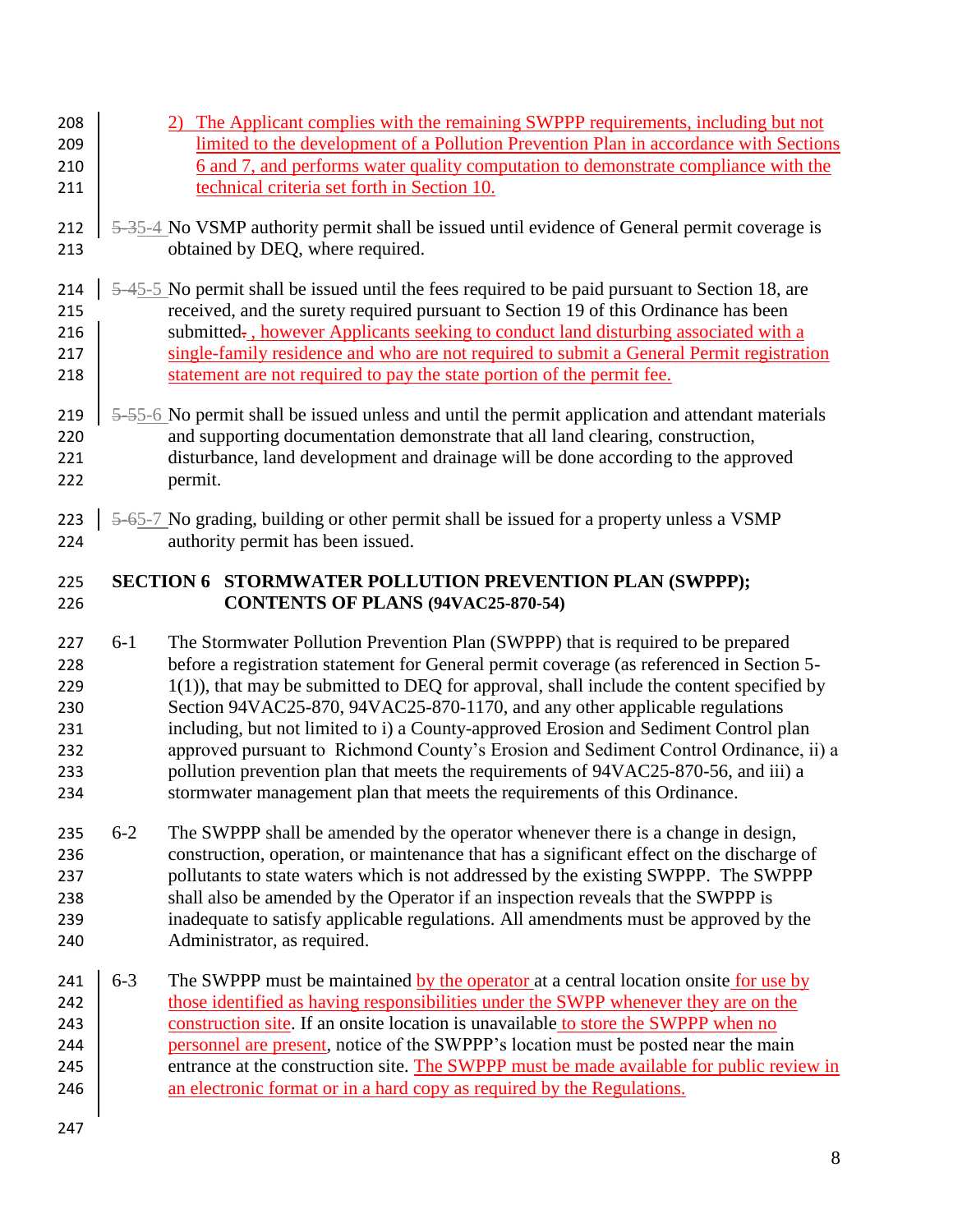2) The Applicant complies with the remaining SWPPP requirements, including but not limited to the development of a Pollution Prevention Plan in accordance with Sections 6 and 7, and performs water quality computation to demonstrate compliance with the technical criteria set forth in Section 10.

~~5-3~~5-4 No VSMP authority permit shall be issued until evidence of General permit coverage is obtained by DEQ, where required.

~~5-4~~5-5 No permit shall be issued until the fees required to be paid pursuant to Section 18, are received, and the surety required pursuant to Section 19 of this Ordinance has been submitted~~.~~, however Applicants seeking to conduct land disturbing associated with a single-family residence and who are not required to submit a General Permit registration statement are not required to pay the state portion of the permit fee.

~~5-5~~5-6 No permit shall be issued unless and until the permit application and attendant materials and supporting documentation demonstrate that all land clearing, construction, disturbance, land development and drainage will be done according to the approved permit.

~~5-6~~5-7 No grading, building or other permit shall be issued for a property unless a VSMP authority permit has been issued.

## SECTION 6 STORMWATER POLLUTION PREVENTION PLAN (SWPPP); CONTENTS OF PLANS (94VAC25-870-54)

6-1 The Stormwater Pollution Prevention Plan (SWPPP) that is required to be prepared before a registration statement for General permit coverage (as referenced in Section 5-1(1)), that may be submitted to DEQ for approval, shall include the content specified by Section 94VAC25-870, 94VAC25-870-1170, and any other applicable regulations including, but not limited to i) a County-approved Erosion and Sediment Control plan approved pursuant to Richmond County's Erosion and Sediment Control Ordinance, ii) a pollution prevention plan that meets the requirements of 94VAC25-870-56, and iii) a stormwater management plan that meets the requirements of this Ordinance.

6-2 The SWPPP shall be amended by the operator whenever there is a change in design, construction, operation, or maintenance that has a significant effect on the discharge of pollutants to state waters which is not addressed by the existing SWPPP. The SWPPP shall also be amended by the Operator if an inspection reveals that the SWPPP is inadequate to satisfy applicable regulations. All amendments must be approved by the Administrator, as required.

6-3 The SWPPP must be maintained by the operator at a central location onsite for use by those identified as having responsibilities under the SWPP whenever they are on the construction site. If an onsite location is unavailable to store the SWPPP when no personnel are present, notice of the SWPPP's location must be posted near the main entrance at the construction site. The SWPPP must be made available for public review in an electronic format or in a hard copy as required by the Regulations.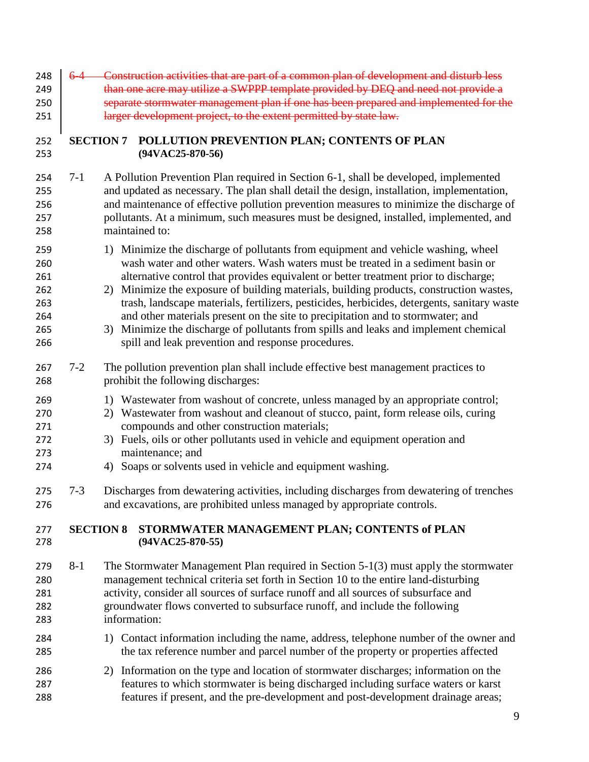~~6-4 Construction activities that are part of a common plan of development and disturb less than one acre may utilize a SWPPP template provided by DEQ and need not provide a separate stormwater management plan if one has been prepared and implemented for the larger development project, to the extent permitted by state law.~~

## SECTION 7 POLLUTION PREVENTION PLAN; CONTENTS OF PLAN (94VAC25-870-56)

7-1 A Pollution Prevention Plan required in Section 6-1, shall be developed, implemented and updated as necessary. The plan shall detail the design, installation, implementation, and maintenance of effective pollution prevention measures to minimize the discharge of pollutants. At a minimum, such measures must be designed, installed, implemented, and maintained to:

1) Minimize the discharge of pollutants from equipment and vehicle washing, wheel wash water and other waters. Wash waters must be treated in a sediment basin or alternative control that provides equivalent or better treatment prior to discharge;
2) Minimize the exposure of building materials, building products, construction wastes, trash, landscape materials, fertilizers, pesticides, herbicides, detergents, sanitary waste and other materials present on the site to precipitation and to stormwater; and
3) Minimize the discharge of pollutants from spills and leaks and implement chemical spill and leak prevention and response procedures.

7-2 The pollution prevention plan shall include effective best management practices to prohibit the following discharges:

1) Wastewater from washout of concrete, unless managed by an appropriate control;
2) Wastewater from washout and cleanout of stucco, paint, form release oils, curing compounds and other construction materials;
3) Fuels, oils or other pollutants used in vehicle and equipment operation and maintenance; and
4) Soaps or solvents used in vehicle and equipment washing.

7-3 Discharges from dewatering activities, including discharges from dewatering of trenches and excavations, are prohibited unless managed by appropriate controls.

## SECTION 8 STORMWATER MANAGEMENT PLAN; CONTENTS of PLAN (94VAC25-870-55)

8-1 The Stormwater Management Plan required in Section 5-1(3) must apply the stormwater management technical criteria set forth in Section 10 to the entire land-disturbing activity, consider all sources of surface runoff and all sources of subsurface and groundwater flows converted to subsurface runoff, and include the following information:

1) Contact information including the name, address, telephone number of the owner and the tax reference number and parcel number of the property or properties affected

2) Information on the type and location of stormwater discharges; information on the features to which stormwater is being discharged including surface waters or karst features if present, and the pre-development and post-development drainage areas;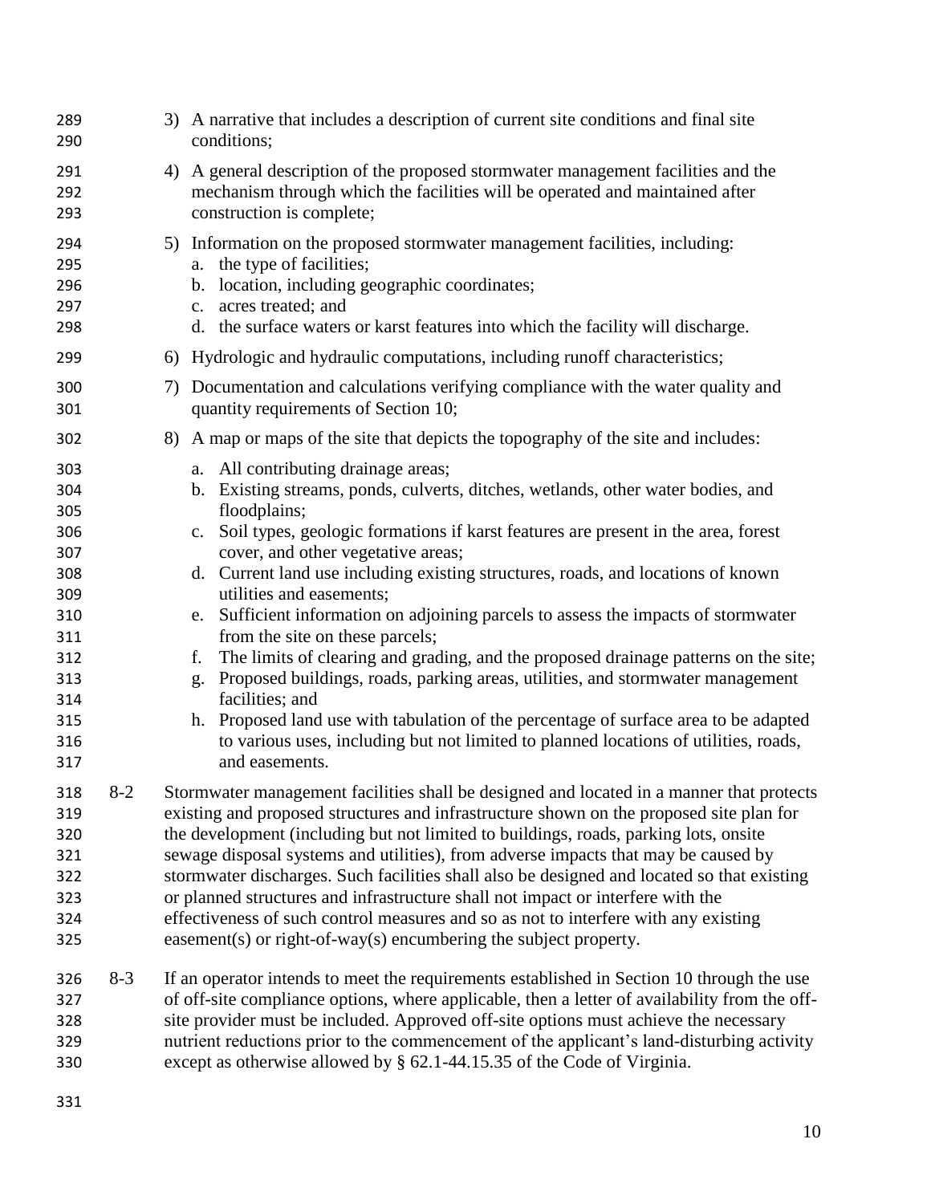3) A narrative that includes a description of current site conditions and final site conditions;

4) A general description of the proposed stormwater management facilities and the mechanism through which the facilities will be operated and maintained after construction is complete;

5) Information on the proposed stormwater management facilities, including:
   a. the type of facilities;
   b. location, including geographic coordinates;
   c. acres treated; and
   d. the surface waters or karst features into which the facility will discharge.

6) Hydrologic and hydraulic computations, including runoff characteristics;

7) Documentation and calculations verifying compliance with the water quality and quantity requirements of Section 10;

8) A map or maps of the site that depicts the topography of the site and includes:

   a. All contributing drainage areas;
   b. Existing streams, ponds, culverts, ditches, wetlands, other water bodies, and floodplains;
   c. Soil types, geologic formations if karst features are present in the area, forest cover, and other vegetative areas;
   d. Current land use including existing structures, roads, and locations of known utilities and easements;
   e. Sufficient information on adjoining parcels to assess the impacts of stormwater from the site on these parcels;
   f. The limits of clearing and grading, and the proposed drainage patterns on the site;
   g. Proposed buildings, roads, parking areas, utilities, and stormwater management facilities; and
   h. Proposed land use with tabulation of the percentage of surface area to be adapted to various uses, including but not limited to planned locations of utilities, roads, and easements.

8-2 Stormwater management facilities shall be designed and located in a manner that protects existing and proposed structures and infrastructure shown on the proposed site plan for the development (including but not limited to buildings, roads, parking lots, onsite sewage disposal systems and utilities), from adverse impacts that may be caused by stormwater discharges. Such facilities shall also be designed and located so that existing or planned structures and infrastructure shall not impact or interfere with the effectiveness of such control measures and so as not to interfere with any existing easement(s) or right-of-way(s) encumbering the subject property.

8-3 If an operator intends to meet the requirements established in Section 10 through the use of off-site compliance options, where applicable, then a letter of availability from the off-site provider must be included. Approved off-site options must achieve the necessary nutrient reductions prior to the commencement of the applicant's land-disturbing activity except as otherwise allowed by § 62.1-44.15.35 of the Code of Virginia.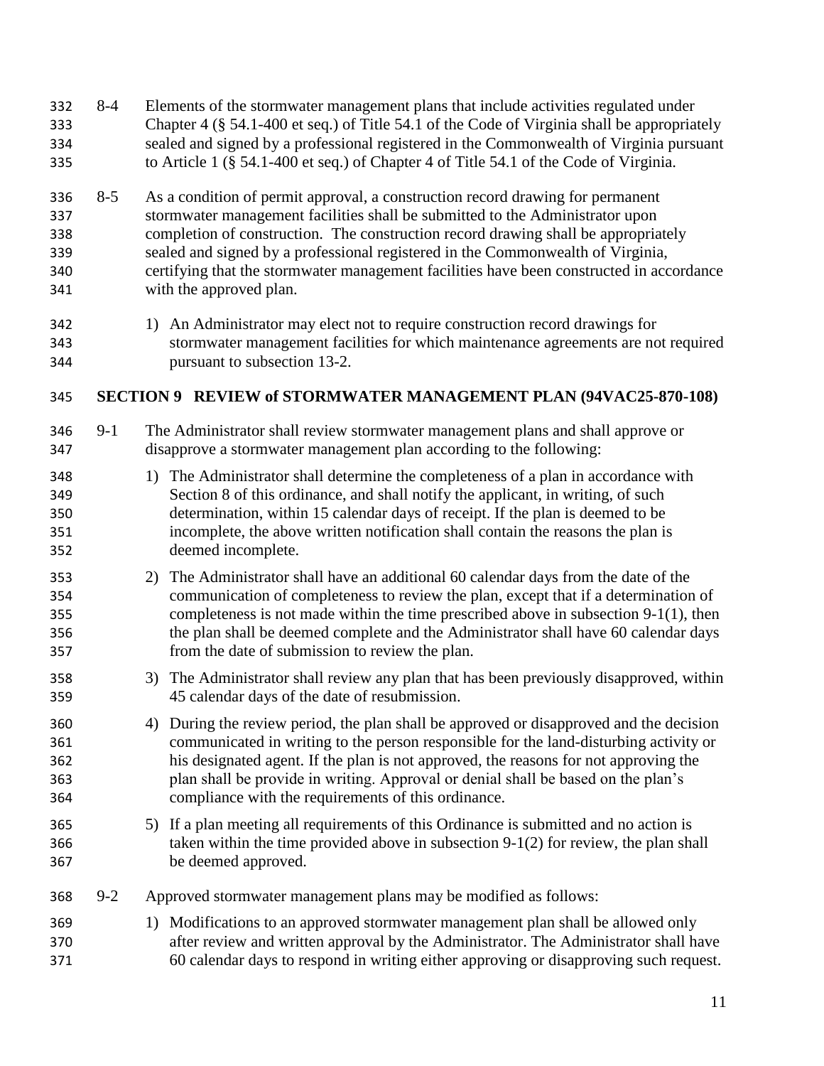8-4 Elements of the stormwater management plans that include activities regulated under Chapter 4 (§ 54.1-400 et seq.) of Title 54.1 of the Code of Virginia shall be appropriately sealed and signed by a professional registered in the Commonwealth of Virginia pursuant to Article 1 (§ 54.1-400 et seq.) of Chapter 4 of Title 54.1 of the Code of Virginia.

8-5 As a condition of permit approval, a construction record drawing for permanent stormwater management facilities shall be submitted to the Administrator upon completion of construction. The construction record drawing shall be appropriately sealed and signed by a professional registered in the Commonwealth of Virginia, certifying that the stormwater management facilities have been constructed in accordance with the approved plan.

1) An Administrator may elect not to require construction record drawings for stormwater management facilities for which maintenance agreements are not required pursuant to subsection 13-2.

## SECTION 9 REVIEW of STORMWATER MANAGEMENT PLAN (94VAC25-870-108)

9-1 The Administrator shall review stormwater management plans and shall approve or disapprove a stormwater management plan according to the following:

1) The Administrator shall determine the completeness of a plan in accordance with Section 8 of this ordinance, and shall notify the applicant, in writing, of such determination, within 15 calendar days of receipt. If the plan is deemed to be incomplete, the above written notification shall contain the reasons the plan is deemed incomplete.

2) The Administrator shall have an additional 60 calendar days from the date of the communication of completeness to review the plan, except that if a determination of completeness is not made within the time prescribed above in subsection 9-1(1), then the plan shall be deemed complete and the Administrator shall have 60 calendar days from the date of submission to review the plan.

3) The Administrator shall review any plan that has been previously disapproved, within 45 calendar days of the date of resubmission.

4) During the review period, the plan shall be approved or disapproved and the decision communicated in writing to the person responsible for the land-disturbing activity or his designated agent. If the plan is not approved, the reasons for not approving the plan shall be provide in writing. Approval or denial shall be based on the plan's compliance with the requirements of this ordinance.

5) If a plan meeting all requirements of this Ordinance is submitted and no action is taken within the time provided above in subsection 9-1(2) for review, the plan shall be deemed approved.

9-2 Approved stormwater management plans may be modified as follows:

1) Modifications to an approved stormwater management plan shall be allowed only after review and written approval by the Administrator. The Administrator shall have 60 calendar days to respond in writing either approving or disapproving such request.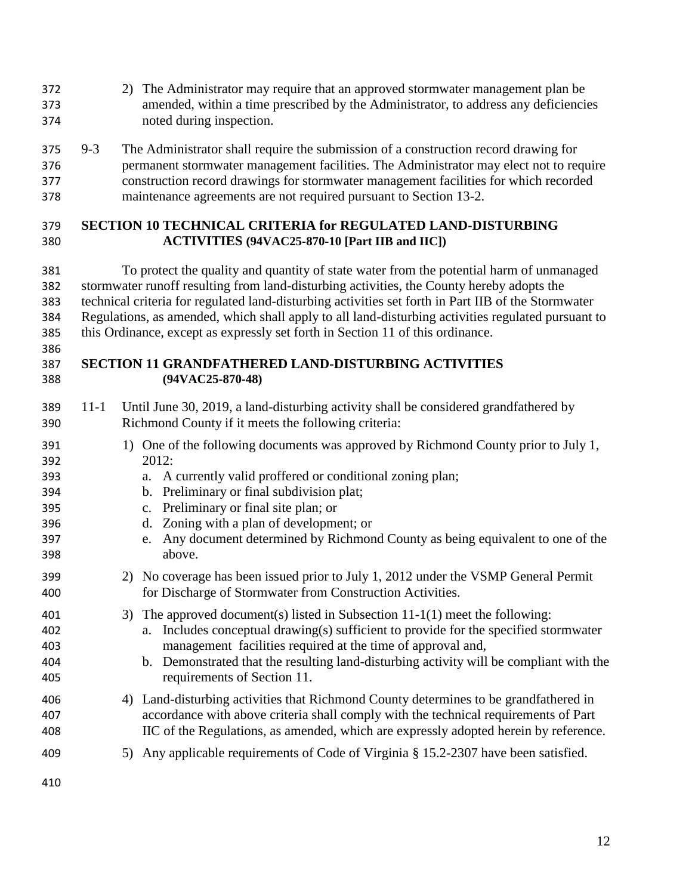2) The Administrator may require that an approved stormwater management plan be amended, within a time prescribed by the Administrator, to address any deficiencies noted during inspection.

9-3 The Administrator shall require the submission of a construction record drawing for permanent stormwater management facilities. The Administrator may elect not to require construction record drawings for stormwater management facilities for which recorded maintenance agreements are not required pursuant to Section 13-2.

## SECTION 10 TECHNICAL CRITERIA for REGULATED LAND-DISTURBING ACTIVITIES (94VAC25-870-10 [Part IIB and IIC])

To protect the quality and quantity of state water from the potential harm of unmanaged stormwater runoff resulting from land-disturbing activities, the County hereby adopts the technical criteria for regulated land-disturbing activities set forth in Part IIB of the Stormwater Regulations, as amended, which shall apply to all land-disturbing activities regulated pursuant to this Ordinance, except as expressly set forth in Section 11 of this ordinance.

## SECTION 11 GRANDFATHERED LAND-DISTURBING ACTIVITIES (94VAC25-870-48)

11-1 Until June 30, 2019, a land-disturbing activity shall be considered grandfathered by Richmond County if it meets the following criteria:

1) One of the following documents was approved by Richmond County prior to July 1, 2012:
   a. A currently valid proffered or conditional zoning plan;
   b. Preliminary or final subdivision plat;
   c. Preliminary or final site plan; or
   d. Zoning with a plan of development; or
   e. Any document determined by Richmond County as being equivalent to one of the above.

2) No coverage has been issued prior to July 1, 2012 under the VSMP General Permit for Discharge of Stormwater from Construction Activities.

3) The approved document(s) listed in Subsection 11-1(1) meet the following:
   a. Includes conceptual drawing(s) sufficient to provide for the specified stormwater management facilities required at the time of approval and,
   b. Demonstrated that the resulting land-disturbing activity will be compliant with the requirements of Section 11.

4) Land-disturbing activities that Richmond County determines to be grandfathered in accordance with above criteria shall comply with the technical requirements of Part IIC of the Regulations, as amended, which are expressly adopted herein by reference.

5) Any applicable requirements of Code of Virginia § 15.2-2307 have been satisfied.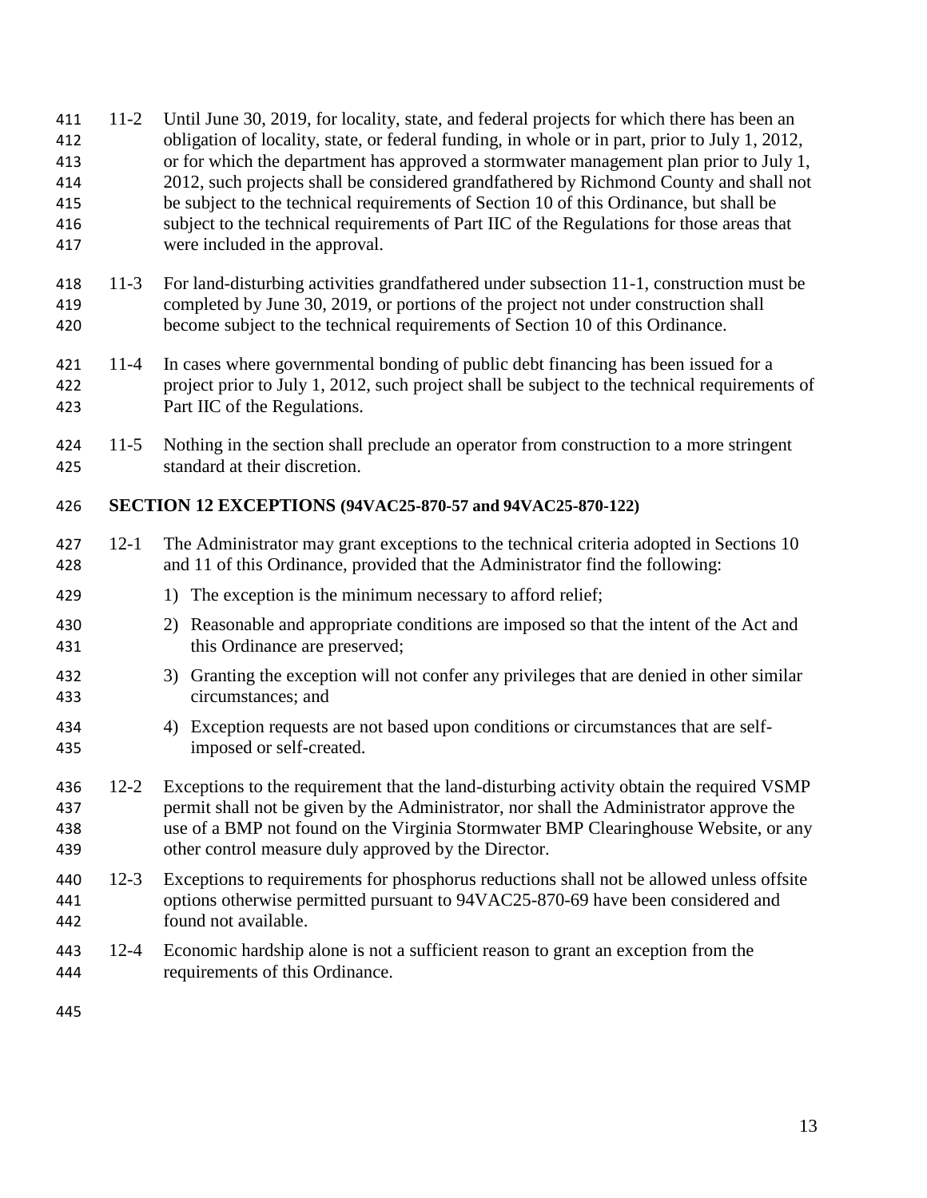11-2 Until June 30, 2019, for locality, state, and federal projects for which there has been an obligation of locality, state, or federal funding, in whole or in part, prior to July 1, 2012, or for which the department has approved a stormwater management plan prior to July 1, 2012, such projects shall be considered grandfathered by Richmond County and shall not be subject to the technical requirements of Section 10 of this Ordinance, but shall be subject to the technical requirements of Part IIC of the Regulations for those areas that were included in the approval.

11-3 For land-disturbing activities grandfathered under subsection 11-1, construction must be completed by June 30, 2019, or portions of the project not under construction shall become subject to the technical requirements of Section 10 of this Ordinance.

11-4 In cases where governmental bonding of public debt financing has been issued for a project prior to July 1, 2012, such project shall be subject to the technical requirements of Part IIC of the Regulations.

11-5 Nothing in the section shall preclude an operator from construction to a more stringent standard at their discretion.

## SECTION 12 EXCEPTIONS (94VAC25-870-57 and 94VAC25-870-122)

12-1 The Administrator may grant exceptions to the technical criteria adopted in Sections 10 and 11 of this Ordinance, provided that the Administrator find the following:

1) The exception is the minimum necessary to afford relief;
2) Reasonable and appropriate conditions are imposed so that the intent of the Act and this Ordinance are preserved;
3) Granting the exception will not confer any privileges that are denied in other similar circumstances; and
4) Exception requests are not based upon conditions or circumstances that are self-imposed or self-created.

12-2 Exceptions to the requirement that the land-disturbing activity obtain the required VSMP permit shall not be given by the Administrator, nor shall the Administrator approve the use of a BMP not found on the Virginia Stormwater BMP Clearinghouse Website, or any other control measure duly approved by the Director.

12-3 Exceptions to requirements for phosphorus reductions shall not be allowed unless offsite options otherwise permitted pursuant to 94VAC25-870-69 have been considered and found not available.

12-4 Economic hardship alone is not a sufficient reason to grant an exception from the requirements of this Ordinance.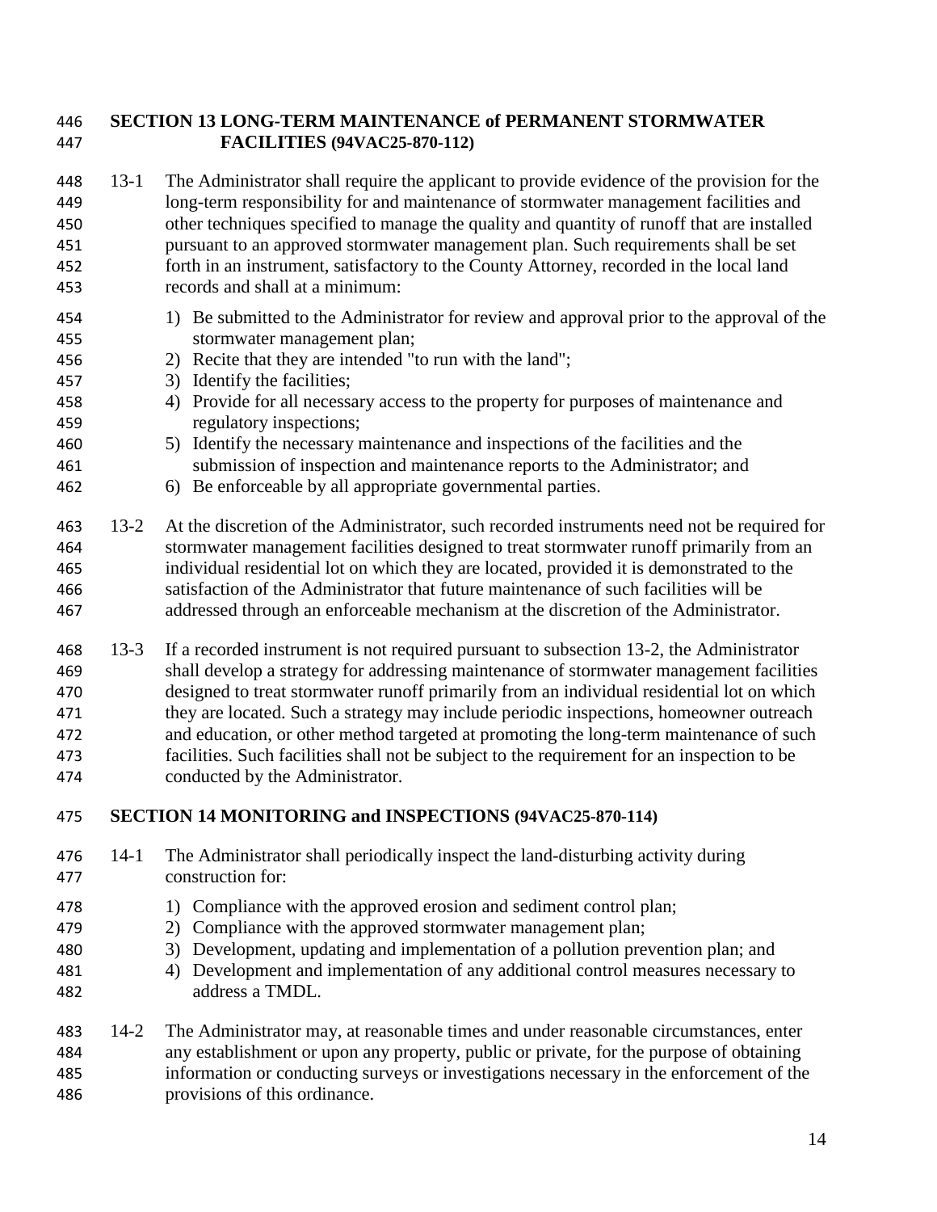## SECTION 13 LONG-TERM MAINTENANCE of PERMANENT STORMWATER FACILITIES (94VAC25-870-112)

13-1 The Administrator shall require the applicant to provide evidence of the provision for the long-term responsibility for and maintenance of stormwater management facilities and other techniques specified to manage the quality and quantity of runoff that are installed pursuant to an approved stormwater management plan. Such requirements shall be set forth in an instrument, satisfactory to the County Attorney, recorded in the local land records and shall at a minimum:

1) Be submitted to the Administrator for review and approval prior to the approval of the stormwater management plan;
2) Recite that they are intended "to run with the land";
3) Identify the facilities;
4) Provide for all necessary access to the property for purposes of maintenance and regulatory inspections;
5) Identify the necessary maintenance and inspections of the facilities and the submission of inspection and maintenance reports to the Administrator; and
6) Be enforceable by all appropriate governmental parties.

13-2 At the discretion of the Administrator, such recorded instruments need not be required for stormwater management facilities designed to treat stormwater runoff primarily from an individual residential lot on which they are located, provided it is demonstrated to the satisfaction of the Administrator that future maintenance of such facilities will be addressed through an enforceable mechanism at the discretion of the Administrator.

13-3 If a recorded instrument is not required pursuant to subsection 13-2, the Administrator shall develop a strategy for addressing maintenance of stormwater management facilities designed to treat stormwater runoff primarily from an individual residential lot on which they are located. Such a strategy may include periodic inspections, homeowner outreach and education, or other method targeted at promoting the long-term maintenance of such facilities. Such facilities shall not be subject to the requirement for an inspection to be conducted by the Administrator.

## SECTION 14 MONITORING and INSPECTIONS (94VAC25-870-114)

14-1 The Administrator shall periodically inspect the land-disturbing activity during construction for:

1) Compliance with the approved erosion and sediment control plan;
2) Compliance with the approved stormwater management plan;
3) Development, updating and implementation of a pollution prevention plan; and
4) Development and implementation of any additional control measures necessary to address a TMDL.

14-2 The Administrator may, at reasonable times and under reasonable circumstances, enter any establishment or upon any property, public or private, for the purpose of obtaining information or conducting surveys or investigations necessary in the enforcement of the provisions of this ordinance.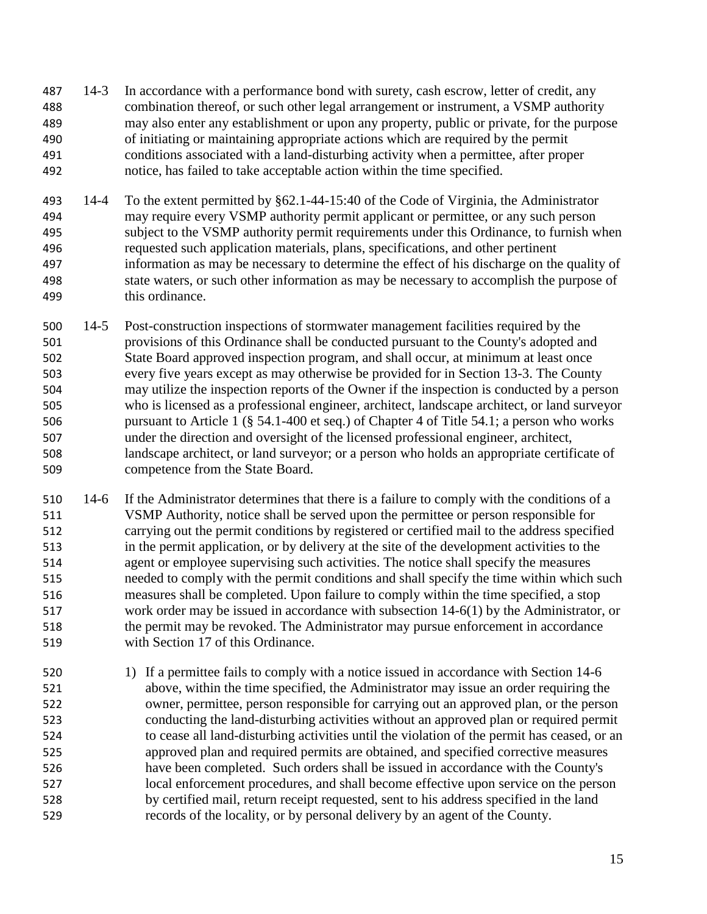14-3 In accordance with a performance bond with surety, cash escrow, letter of credit, any combination thereof, or such other legal arrangement or instrument, a VSMP authority may also enter any establishment or upon any property, public or private, for the purpose of initiating or maintaining appropriate actions which are required by the permit conditions associated with a land-disturbing activity when a permittee, after proper notice, has failed to take acceptable action within the time specified.

14-4 To the extent permitted by §62.1-44-15:40 of the Code of Virginia, the Administrator may require every VSMP authority permit applicant or permittee, or any such person subject to the VSMP authority permit requirements under this Ordinance, to furnish when requested such application materials, plans, specifications, and other pertinent information as may be necessary to determine the effect of his discharge on the quality of state waters, or such other information as may be necessary to accomplish the purpose of this ordinance.

14-5 Post-construction inspections of stormwater management facilities required by the provisions of this Ordinance shall be conducted pursuant to the County's adopted and State Board approved inspection program, and shall occur, at minimum at least once every five years except as may otherwise be provided for in Section 13-3. The County may utilize the inspection reports of the Owner if the inspection is conducted by a person who is licensed as a professional engineer, architect, landscape architect, or land surveyor pursuant to Article 1 (§ 54.1-400 et seq.) of Chapter 4 of Title 54.1; a person who works under the direction and oversight of the licensed professional engineer, architect, landscape architect, or land surveyor; or a person who holds an appropriate certificate of competence from the State Board.

14-6 If the Administrator determines that there is a failure to comply with the conditions of a VSMP Authority, notice shall be served upon the permittee or person responsible for carrying out the permit conditions by registered or certified mail to the address specified in the permit application, or by delivery at the site of the development activities to the agent or employee supervising such activities. The notice shall specify the measures needed to comply with the permit conditions and shall specify the time within which such measures shall be completed. Upon failure to comply within the time specified, a stop work order may be issued in accordance with subsection 14-6(1) by the Administrator, or the permit may be revoked. The Administrator may pursue enforcement in accordance with Section 17 of this Ordinance.

1) If a permittee fails to comply with a notice issued in accordance with Section 14-6 above, within the time specified, the Administrator may issue an order requiring the owner, permittee, person responsible for carrying out an approved plan, or the person conducting the land-disturbing activities without an approved plan or required permit to cease all land-disturbing activities until the violation of the permit has ceased, or an approved plan and required permits are obtained, and specified corrective measures have been completed. Such orders shall be issued in accordance with the County's local enforcement procedures, and shall become effective upon service on the person by certified mail, return receipt requested, sent to his address specified in the land records of the locality, or by personal delivery by an agent of the County.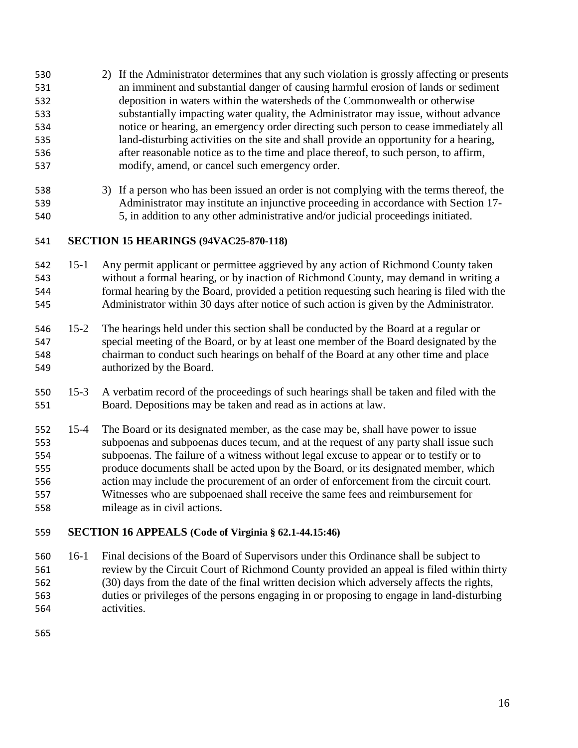2) If the Administrator determines that any such violation is grossly affecting or presents an imminent and substantial danger of causing harmful erosion of lands or sediment deposition in waters within the watersheds of the Commonwealth or otherwise substantially impacting water quality, the Administrator may issue, without advance notice or hearing, an emergency order directing such person to cease immediately all land-disturbing activities on the site and shall provide an opportunity for a hearing, after reasonable notice as to the time and place thereof, to such person, to affirm, modify, amend, or cancel such emergency order.

3) If a person who has been issued an order is not complying with the terms thereof, the Administrator may institute an injunctive proceeding in accordance with Section 17-5, in addition to any other administrative and/or judicial proceedings initiated.

## SECTION 15 HEARINGS (94VAC25-870-118)

15-1 Any permit applicant or permittee aggrieved by any action of Richmond County taken without a formal hearing, or by inaction of Richmond County, may demand in writing a formal hearing by the Board, provided a petition requesting such hearing is filed with the Administrator within 30 days after notice of such action is given by the Administrator.

15-2 The hearings held under this section shall be conducted by the Board at a regular or special meeting of the Board, or by at least one member of the Board designated by the chairman to conduct such hearings on behalf of the Board at any other time and place authorized by the Board.

15-3 A verbatim record of the proceedings of such hearings shall be taken and filed with the Board. Depositions may be taken and read as in actions at law.

15-4 The Board or its designated member, as the case may be, shall have power to issue subpoenas and subpoenas duces tecum, and at the request of any party shall issue such subpoenas. The failure of a witness without legal excuse to appear or to testify or to produce documents shall be acted upon by the Board, or its designated member, which action may include the procurement of an order of enforcement from the circuit court. Witnesses who are subpoenaed shall receive the same fees and reimbursement for mileage as in civil actions.

## SECTION 16 APPEALS (Code of Virginia § 62.1-44.15:46)

16-1 Final decisions of the Board of Supervisors under this Ordinance shall be subject to review by the Circuit Court of Richmond County provided an appeal is filed within thirty (30) days from the date of the final written decision which adversely affects the rights, duties or privileges of the persons engaging in or proposing to engage in land-disturbing activities.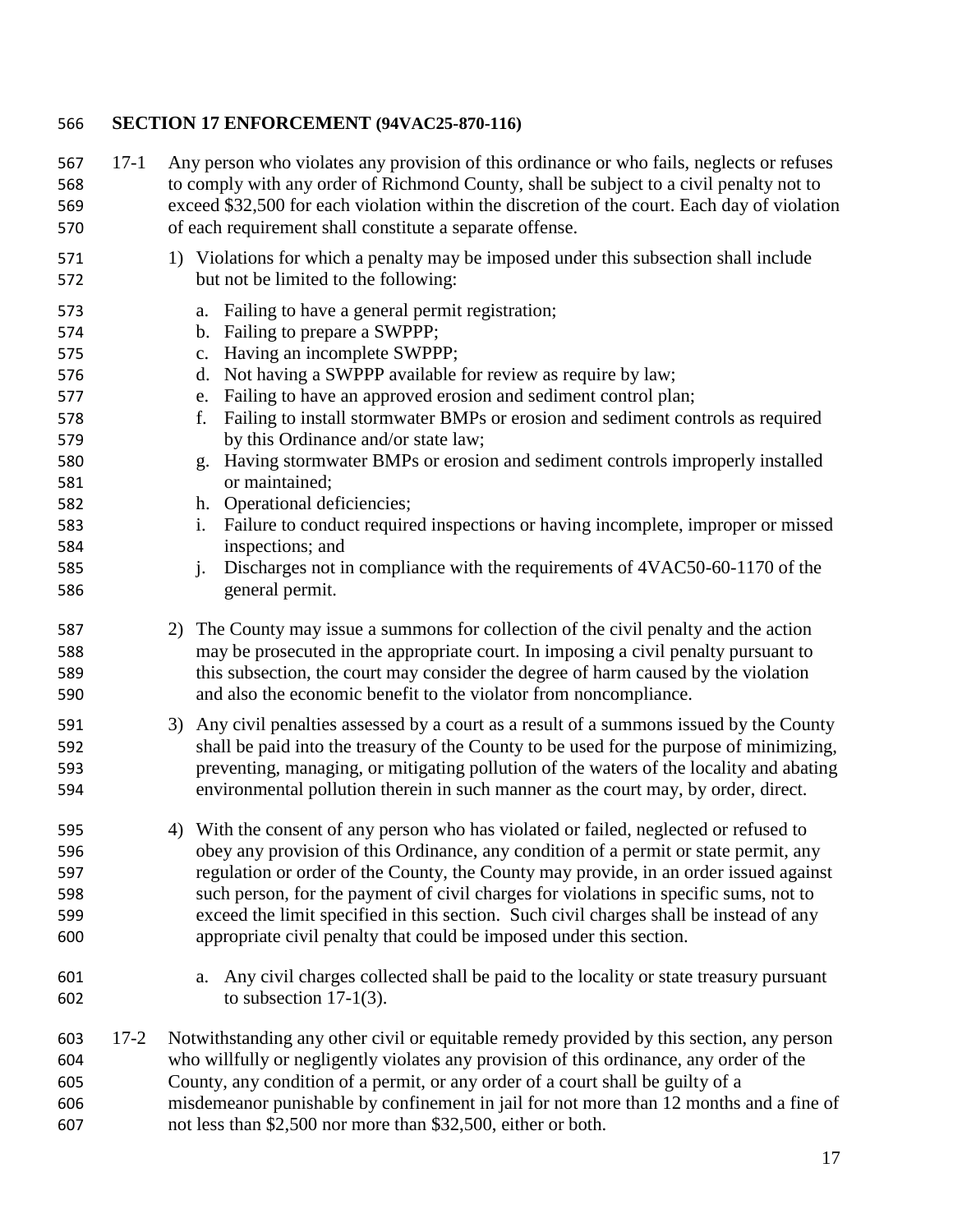## SECTION 17 ENFORCEMENT (94VAC25-870-116)

17-1 Any person who violates any provision of this ordinance or who fails, neglects or refuses to comply with any order of Richmond County, shall be subject to a civil penalty not to exceed $32,500 for each violation within the discretion of the court. Each day of violation of each requirement shall constitute a separate offense.

1) Violations for which a penalty may be imposed under this subsection shall include but not be limited to the following:

   a. Failing to have a general permit registration;
   b. Failing to prepare a SWPPP;
   c. Having an incomplete SWPPP;
   d. Not having a SWPPP available for review as require by law;
   e. Failing to have an approved erosion and sediment control plan;
   f. Failing to install stormwater BMPs or erosion and sediment controls as required by this Ordinance and/or state law;
   g. Having stormwater BMPs or erosion and sediment controls improperly installed or maintained;
   h. Operational deficiencies;
   i. Failure to conduct required inspections or having incomplete, improper or missed inspections; and
   j. Discharges not in compliance with the requirements of 4VAC50-60-1170 of the general permit.

2) The County may issue a summons for collection of the civil penalty and the action may be prosecuted in the appropriate court. In imposing a civil penalty pursuant to this subsection, the court may consider the degree of harm caused by the violation and also the economic benefit to the violator from noncompliance.

3) Any civil penalties assessed by a court as a result of a summons issued by the County shall be paid into the treasury of the County to be used for the purpose of minimizing, preventing, managing, or mitigating pollution of the waters of the locality and abating environmental pollution therein in such manner as the court may, by order, direct.

4) With the consent of any person who has violated or failed, neglected or refused to obey any provision of this Ordinance, any condition of a permit or state permit, any regulation or order of the County, the County may provide, in an order issued against such person, for the payment of civil charges for violations in specific sums, not to exceed the limit specified in this section. Such civil charges shall be instead of any appropriate civil penalty that could be imposed under this section.

   a. Any civil charges collected shall be paid to the locality or state treasury pursuant to subsection 17-1(3).

17-2 Notwithstanding any other civil or equitable remedy provided by this section, any person who willfully or negligently violates any provision of this ordinance, any order of the County, any condition of a permit, or any order of a court shall be guilty of a misdemeanor punishable by confinement in jail for not more than 12 months and a fine of not less than $2,500 nor more than $32,500, either or both.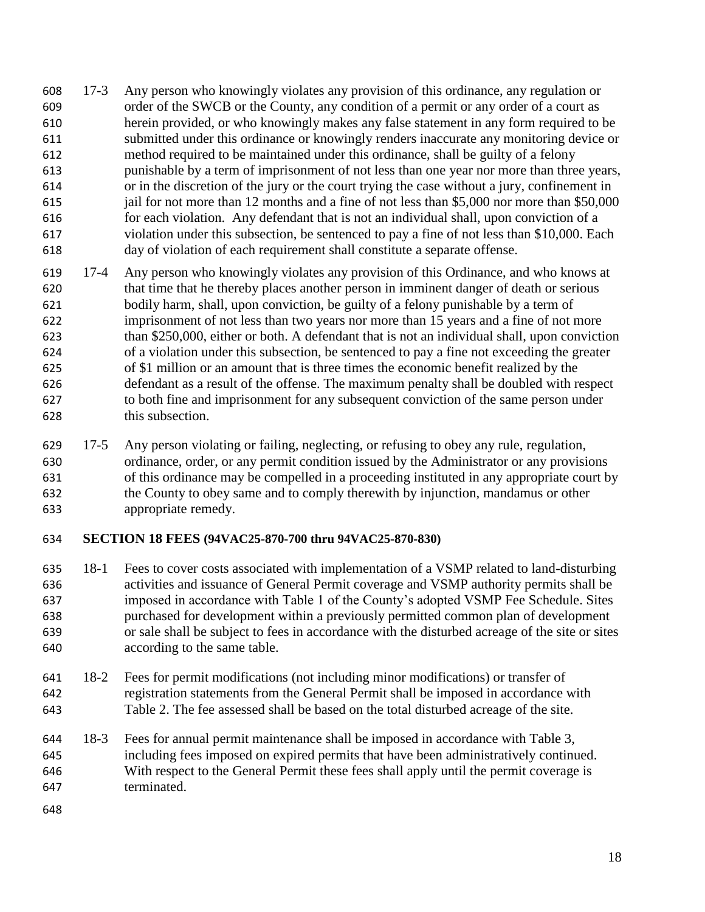17-3 Any person who knowingly violates any provision of this ordinance, any regulation or order of the SWCB or the County, any condition of a permit or any order of a court as herein provided, or who knowingly makes any false statement in any form required to be submitted under this ordinance or knowingly renders inaccurate any monitoring device or method required to be maintained under this ordinance, shall be guilty of a felony punishable by a term of imprisonment of not less than one year nor more than three years, or in the discretion of the jury or the court trying the case without a jury, confinement in jail for not more than 12 months and a fine of not less than $5,000 nor more than $50,000 for each violation. Any defendant that is not an individual shall, upon conviction of a violation under this subsection, be sentenced to pay a fine of not less than $10,000. Each day of violation of each requirement shall constitute a separate offense.

17-4 Any person who knowingly violates any provision of this Ordinance, and who knows at that time that he thereby places another person in imminent danger of death or serious bodily harm, shall, upon conviction, be guilty of a felony punishable by a term of imprisonment of not less than two years nor more than 15 years and a fine of not more than $250,000, either or both. A defendant that is not an individual shall, upon conviction of a violation under this subsection, be sentenced to pay a fine not exceeding the greater of $1 million or an amount that is three times the economic benefit realized by the defendant as a result of the offense. The maximum penalty shall be doubled with respect to both fine and imprisonment for any subsequent conviction of the same person under this subsection.

17-5 Any person violating or failing, neglecting, or refusing to obey any rule, regulation, ordinance, order, or any permit condition issued by the Administrator or any provisions of this ordinance may be compelled in a proceeding instituted in any appropriate court by the County to obey same and to comply therewith by injunction, mandamus or other appropriate remedy.

## SECTION 18 FEES (94VAC25-870-700 thru 94VAC25-870-830)

18-1 Fees to cover costs associated with implementation of a VSMP related to land-disturbing activities and issuance of General Permit coverage and VSMP authority permits shall be imposed in accordance with Table 1 of the County's adopted VSMP Fee Schedule. Sites purchased for development within a previously permitted common plan of development or sale shall be subject to fees in accordance with the disturbed acreage of the site or sites according to the same table.

18-2 Fees for permit modifications (not including minor modifications) or transfer of registration statements from the General Permit shall be imposed in accordance with Table 2. The fee assessed shall be based on the total disturbed acreage of the site.

18-3 Fees for annual permit maintenance shall be imposed in accordance with Table 3, including fees imposed on expired permits that have been administratively continued. With respect to the General Permit these fees shall apply until the permit coverage is terminated.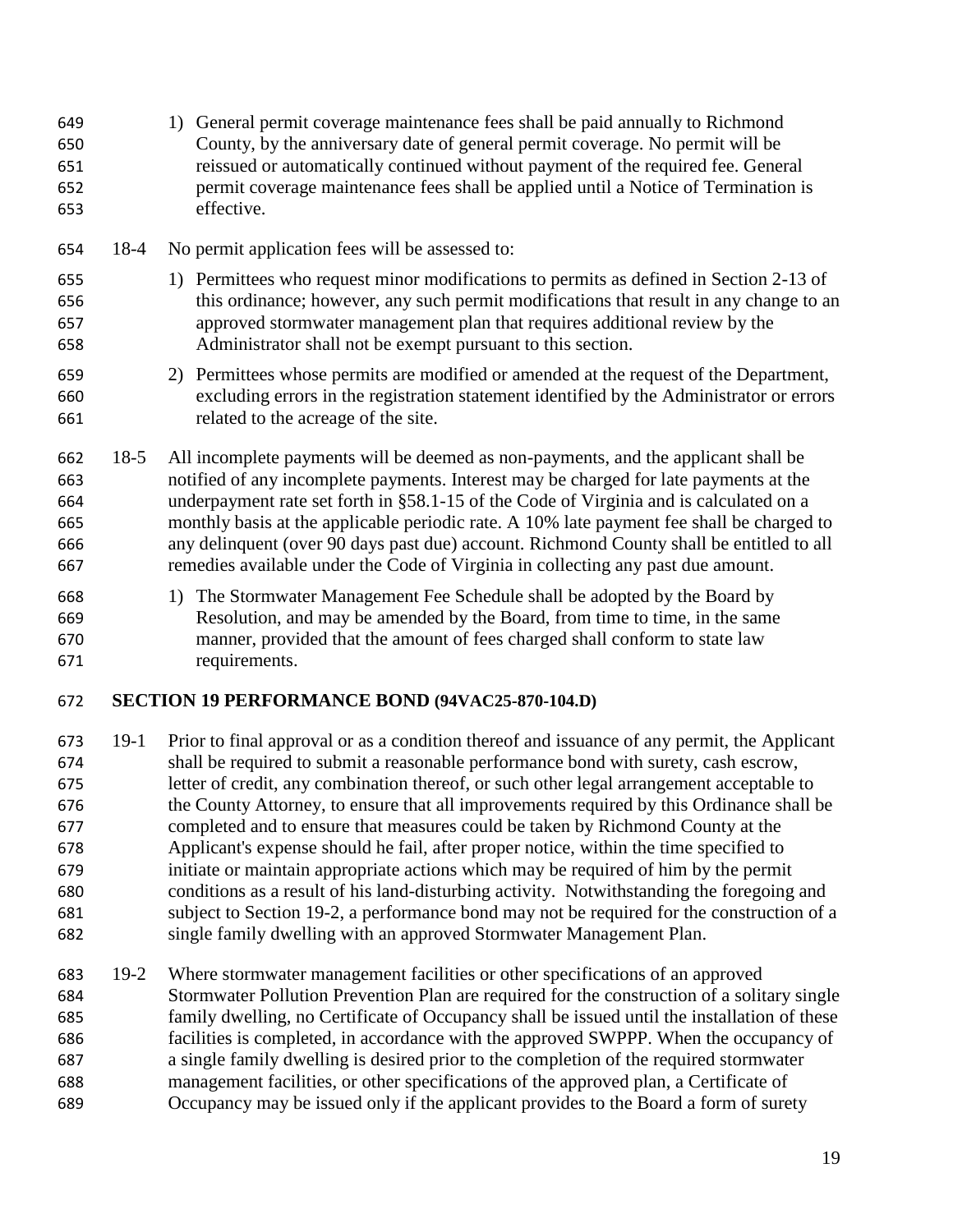1) General permit coverage maintenance fees shall be paid annually to Richmond County, by the anniversary date of general permit coverage. No permit will be reissued or automatically continued without payment of the required fee. General permit coverage maintenance fees shall be applied until a Notice of Termination is effective.

18-4 No permit application fees will be assessed to:

1) Permittees who request minor modifications to permits as defined in Section 2-13 of this ordinance; however, any such permit modifications that result in any change to an approved stormwater management plan that requires additional review by the Administrator shall not be exempt pursuant to this section.

2) Permittees whose permits are modified or amended at the request of the Department, excluding errors in the registration statement identified by the Administrator or errors related to the acreage of the site.

18-5 All incomplete payments will be deemed as non-payments, and the applicant shall be notified of any incomplete payments. Interest may be charged for late payments at the underpayment rate set forth in §58.1-15 of the Code of Virginia and is calculated on a monthly basis at the applicable periodic rate. A 10% late payment fee shall be charged to any delinquent (over 90 days past due) account. Richmond County shall be entitled to all remedies available under the Code of Virginia in collecting any past due amount.

1) The Stormwater Management Fee Schedule shall be adopted by the Board by Resolution, and may be amended by the Board, from time to time, in the same manner, provided that the amount of fees charged shall conform to state law requirements.

## SECTION 19 PERFORMANCE BOND (94VAC25-870-104.D)

19-1 Prior to final approval or as a condition thereof and issuance of any permit, the Applicant shall be required to submit a reasonable performance bond with surety, cash escrow, letter of credit, any combination thereof, or such other legal arrangement acceptable to the County Attorney, to ensure that all improvements required by this Ordinance shall be completed and to ensure that measures could be taken by Richmond County at the Applicant's expense should he fail, after proper notice, within the time specified to initiate or maintain appropriate actions which may be required of him by the permit conditions as a result of his land-disturbing activity. Notwithstanding the foregoing and subject to Section 19-2, a performance bond may not be required for the construction of a single family dwelling with an approved Stormwater Management Plan.

19-2 Where stormwater management facilities or other specifications of an approved Stormwater Pollution Prevention Plan are required for the construction of a solitary single family dwelling, no Certificate of Occupancy shall be issued until the installation of these facilities is completed, in accordance with the approved SWPPP. When the occupancy of a single family dwelling is desired prior to the completion of the required stormwater management facilities, or other specifications of the approved plan, a Certificate of Occupancy may be issued only if the applicant provides to the Board a form of surety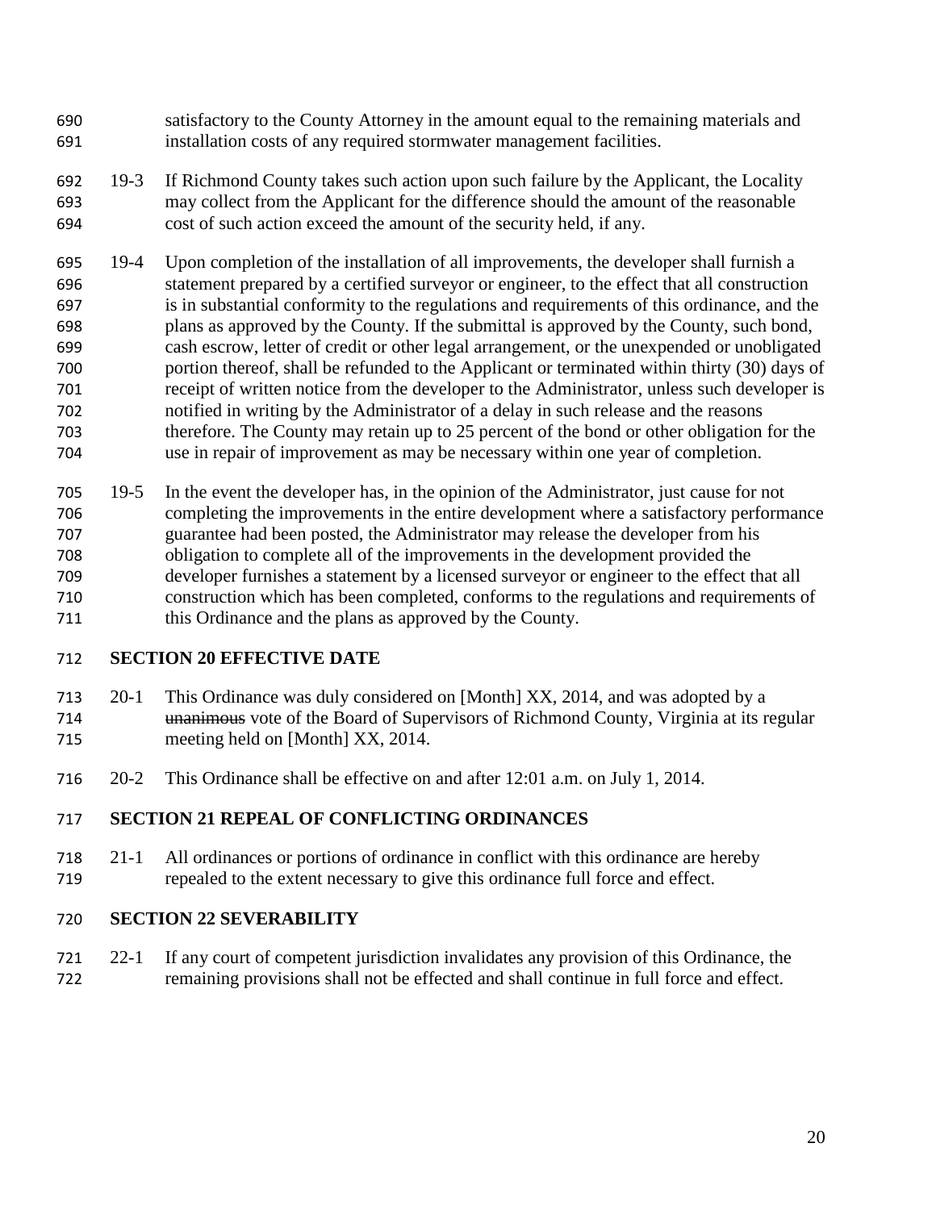satisfactory to the County Attorney in the amount equal to the remaining materials and installation costs of any required stormwater management facilities.

19-3 If Richmond County takes such action upon such failure by the Applicant, the Locality may collect from the Applicant for the difference should the amount of the reasonable cost of such action exceed the amount of the security held, if any.

19-4 Upon completion of the installation of all improvements, the developer shall furnish a statement prepared by a certified surveyor or engineer, to the effect that all construction is in substantial conformity to the regulations and requirements of this ordinance, and the plans as approved by the County. If the submittal is approved by the County, such bond, cash escrow, letter of credit or other legal arrangement, or the unexpended or unobligated portion thereof, shall be refunded to the Applicant or terminated within thirty (30) days of receipt of written notice from the developer to the Administrator, unless such developer is notified in writing by the Administrator of a delay in such release and the reasons therefore. The County may retain up to 25 percent of the bond or other obligation for the use in repair of improvement as may be necessary within one year of completion.

19-5 In the event the developer has, in the opinion of the Administrator, just cause for not completing the improvements in the entire development where a satisfactory performance guarantee had been posted, the Administrator may release the developer from his obligation to complete all of the improvements in the development provided the developer furnishes a statement by a licensed surveyor or engineer to the effect that all construction which has been completed, conforms to the regulations and requirements of this Ordinance and the plans as approved by the County.

## SECTION 20 EFFECTIVE DATE

20-1 This Ordinance was duly considered on [Month] XX, 2014, and was adopted by a ~~unanimous~~ vote of the Board of Supervisors of Richmond County, Virginia at its regular meeting held on [Month] XX, 2014.

20-2 This Ordinance shall be effective on and after 12:01 a.m. on July 1, 2014.

## SECTION 21 REPEAL OF CONFLICTING ORDINANCES

21-1 All ordinances or portions of ordinance in conflict with this ordinance are hereby repealed to the extent necessary to give this ordinance full force and effect.

## SECTION 22 SEVERABILITY

22-1 If any court of competent jurisdiction invalidates any provision of this Ordinance, the remaining provisions shall not be effected and shall continue in full force and effect.